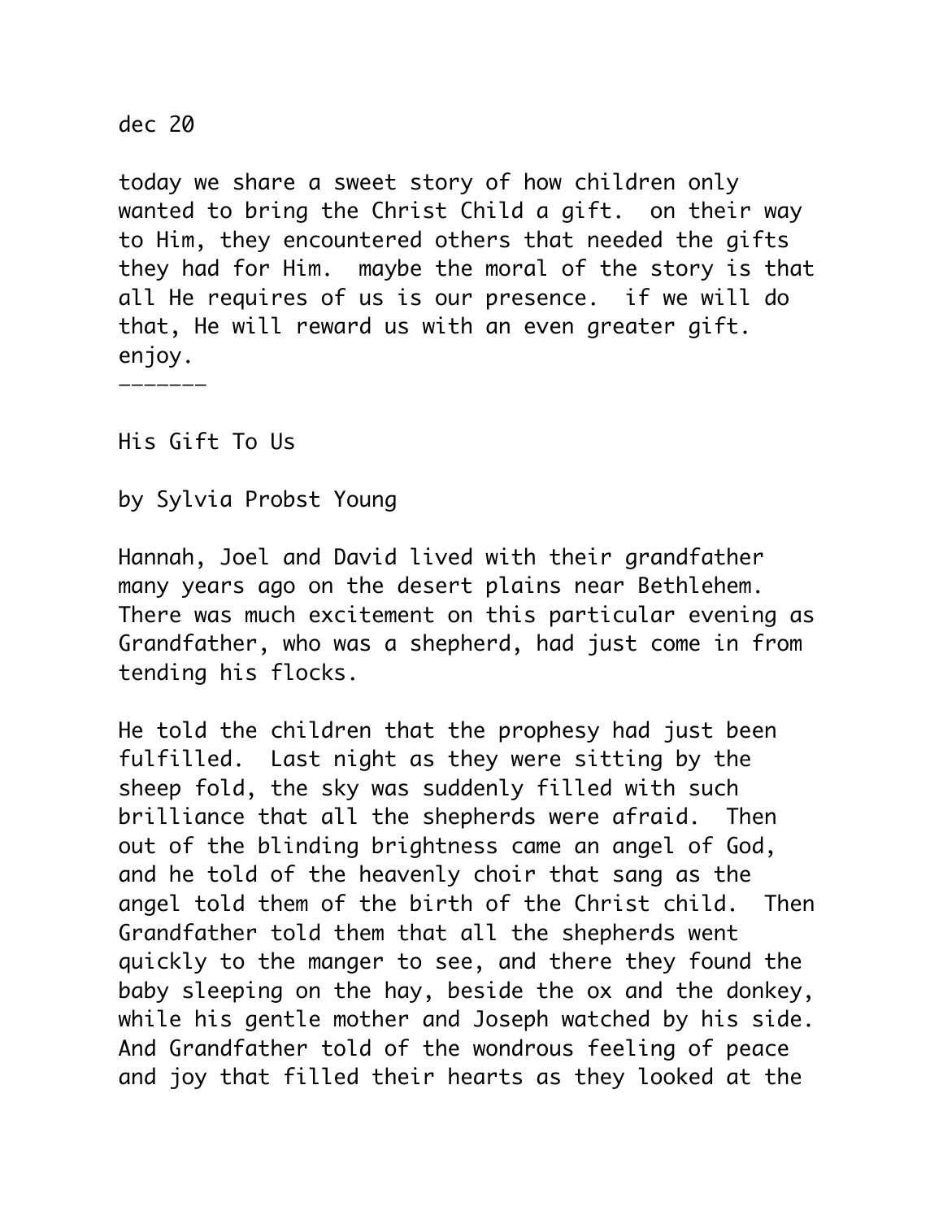dec 20

today we share a sweet story of how children only wanted to bring the Christ Child a gift. on their way to Him, they encountered others that needed the gifts they had for Him. maybe the moral of the story is that all He requires of us is our presence. if we will do that, He will reward us with an even greater gift. enjoy.

-------

His Gift To Us

by Sylvia Probst Young

Hannah, Joel and David lived with their grandfather many years ago on the desert plains near Bethlehem. There was much excitement on this particular evening as Grandfather, who was a shepherd, had just come in from tending his flocks.

He told the children that the prophesy had just been fulfilled. Last night as they were sitting by the sheep fold, the sky was suddenly filled with such brilliance that all the shepherds were afraid. Then out of the blinding brightness came an angel of God, and he told of the heavenly choir that sang as the angel told them of the birth of the Christ child. Then Grandfather told them that all the shepherds went quickly to the manger to see, and there they found the baby sleeping on the hay, beside the ox and the donkey, while his gentle mother and Joseph watched by his side. And Grandfather told of the wondrous feeling of peace and joy that filled their hearts as they looked at the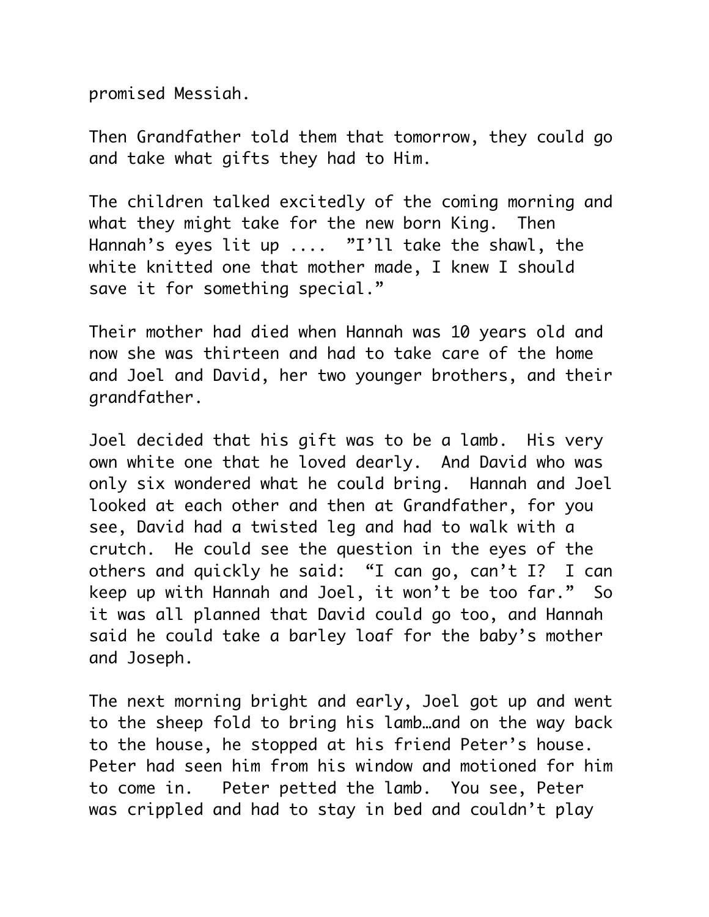promised Messiah.

Then Grandfather told them that tomorrow, they could go and take what gifts they had to Him.

The children talked excitedly of the coming morning and what they might take for the new born King. Then Hannah's eyes lit up .... "I'll take the shawl, the white knitted one that mother made, I knew I should save it for something special."

Their mother had died when Hannah was 10 years old and now she was thirteen and had to take care of the home and Joel and David, her two younger brothers, and their grandfather.

Joel decided that his gift was to be a lamb. His very own white one that he loved dearly. And David who was only six wondered what he could bring. Hannah and Joel looked at each other and then at Grandfather, for you see, David had a twisted leg and had to walk with a crutch. He could see the question in the eyes of the others and quickly he said: "I can go, can't I? I can keep up with Hannah and Joel, it won't be too far." So it was all planned that David could go too, and Hannah said he could take a barley loaf for the baby's mother and Joseph.

The next morning bright and early, Joel got up and went to the sheep fold to bring his lamb…and on the way back to the house, he stopped at his friend Peter's house. Peter had seen him from his window and motioned for him to come in. Peter petted the lamb. You see, Peter was crippled and had to stay in bed and couldn't play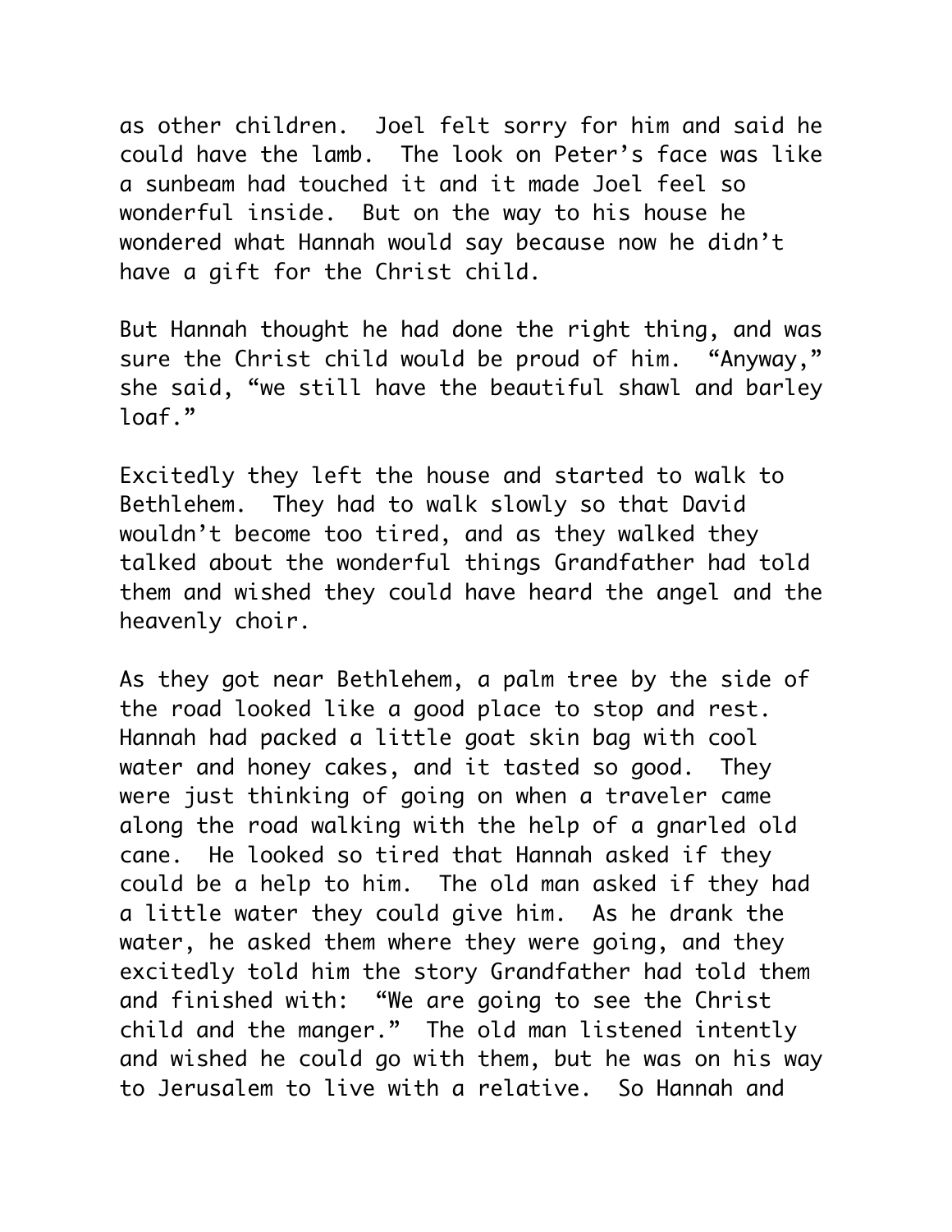as other children. Joel felt sorry for him and said he could have the lamb. The look on Peter's face was like a sunbeam had touched it and it made Joel feel so wonderful inside. But on the way to his house he wondered what Hannah would say because now he didn't have a gift for the Christ child.

But Hannah thought he had done the right thing, and was sure the Christ child would be proud of him. "Anyway," she said, "we still have the beautiful shawl and barley loaf."

Excitedly they left the house and started to walk to Bethlehem. They had to walk slowly so that David wouldn't become too tired, and as they walked they talked about the wonderful things Grandfather had told them and wished they could have heard the angel and the heavenly choir.

As they got near Bethlehem, a palm tree by the side of the road looked like a good place to stop and rest. Hannah had packed a little goat skin bag with cool water and honey cakes, and it tasted so good. They were just thinking of going on when a traveler came along the road walking with the help of a gnarled old cane. He looked so tired that Hannah asked if they could be a help to him. The old man asked if they had a little water they could give him. As he drank the water, he asked them where they were going, and they excitedly told him the story Grandfather had told them and finished with: "We are going to see the Christ child and the manger." The old man listened intently and wished he could go with them, but he was on his way to Jerusalem to live with a relative. So Hannah and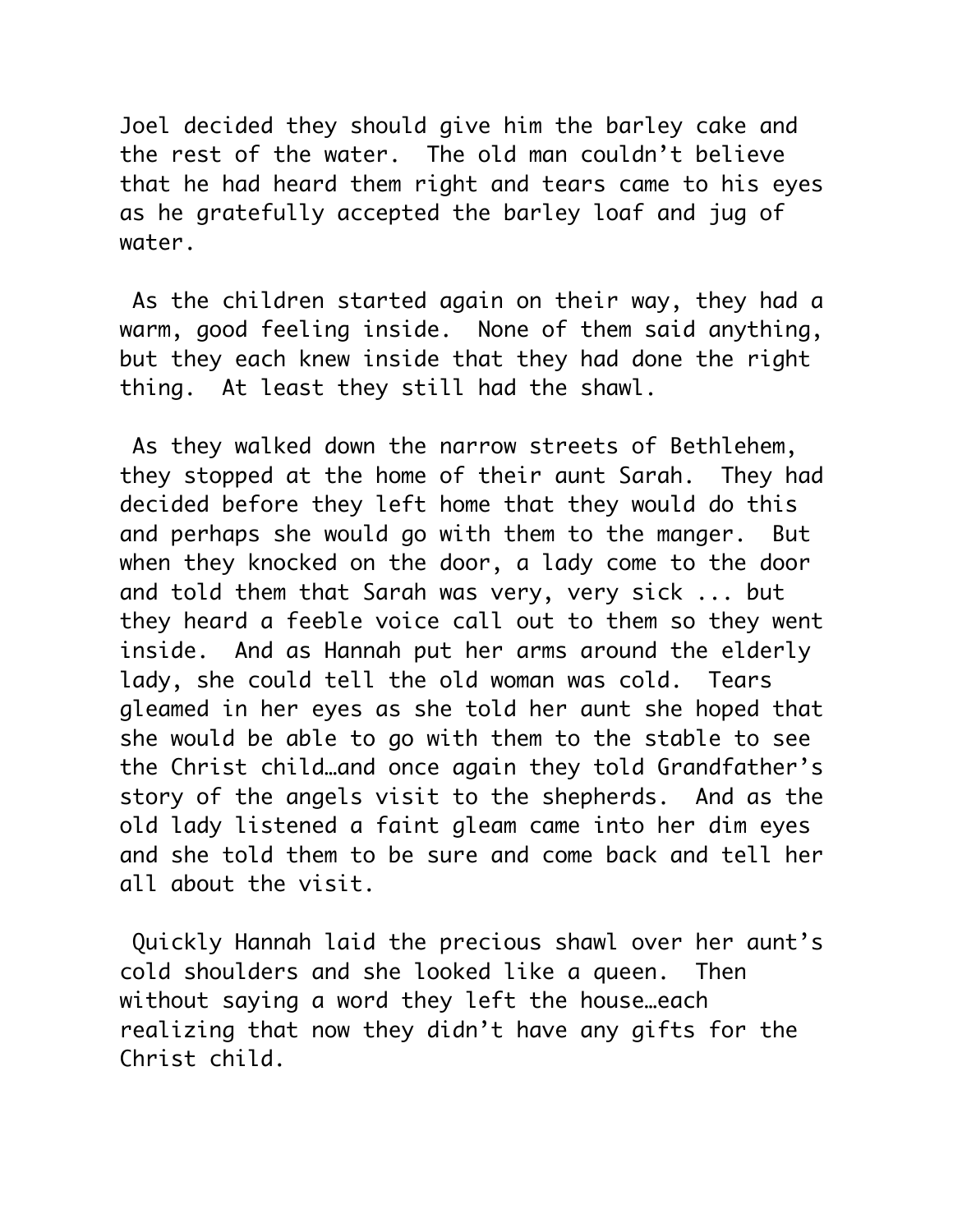Joel decided they should give him the barley cake and the rest of the water. The old man couldn't believe that he had heard them right and tears came to his eyes as he gratefully accepted the barley loaf and jug of water.

As the children started again on their way, they had a warm, good feeling inside. None of them said anything, but they each knew inside that they had done the right thing. At least they still had the shawl.

As they walked down the narrow streets of Bethlehem, they stopped at the home of their aunt Sarah. They had decided before they left home that they would do this and perhaps she would go with them to the manger. But when they knocked on the door, a lady come to the door and told them that Sarah was very, very sick ... but they heard a feeble voice call out to them so they went inside. And as Hannah put her arms around the elderly lady, she could tell the old woman was cold. Tears gleamed in her eyes as she told her aunt she hoped that she would be able to go with them to the stable to see the Christ child…and once again they told Grandfather's story of the angels visit to the shepherds. And as the old lady listened a faint gleam came into her dim eyes and she told them to be sure and come back and tell her all about the visit.

Quickly Hannah laid the precious shawl over her aunt's cold shoulders and she looked like a queen. Then without saying a word they left the house…each realizing that now they didn't have any gifts for the Christ child.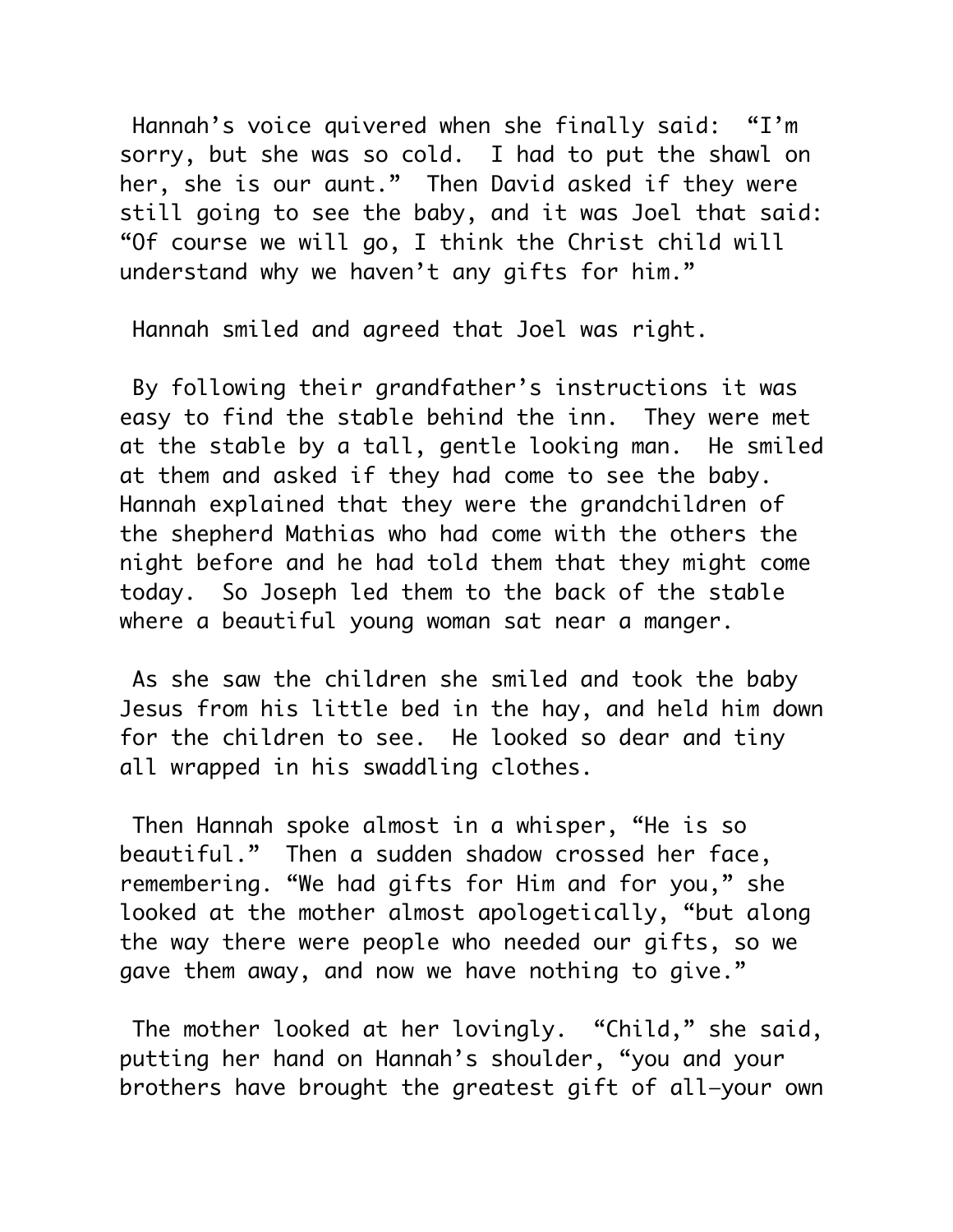Hannah's voice quivered when she finally said: "I'm sorry, but she was so cold. I had to put the shawl on her, she is our aunt." Then David asked if they were still going to see the baby, and it was Joel that said: "Of course we will go, I think the Christ child will understand why we haven't any gifts for him."

Hannah smiled and agreed that Joel was right.

By following their grandfather's instructions it was easy to find the stable behind the inn. They were met at the stable by a tall, gentle looking man. He smiled at them and asked if they had come to see the baby. Hannah explained that they were the grandchildren of the shepherd Mathias who had come with the others the night before and he had told them that they might come today. So Joseph led them to the back of the stable where a beautiful young woman sat near a manger.

As she saw the children she smiled and took the baby Jesus from his little bed in the hay, and held him down for the children to see. He looked so dear and tiny all wrapped in his swaddling clothes.

Then Hannah spoke almost in a whisper, "He is so beautiful." Then a sudden shadow crossed her face, remembering. "We had gifts for Him and for you," she looked at the mother almost apologetically, "but along the way there were people who needed our gifts, so we gave them away, and now we have nothing to give."

The mother looked at her lovingly. "Child," she said, putting her hand on Hannah's shoulder, "you and your brothers have brought the greatest gift of all—your own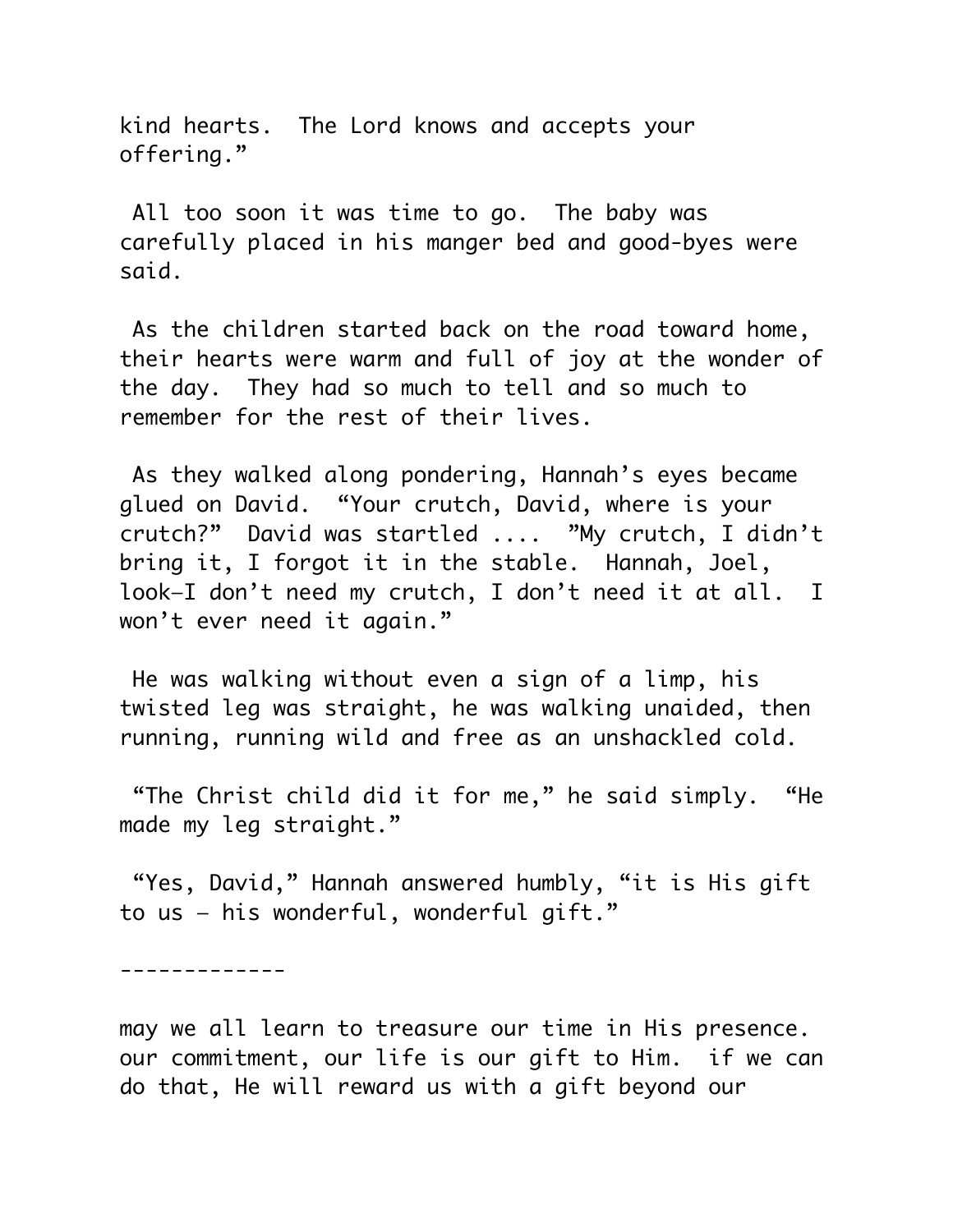kind hearts.  The Lord knows and accepts your offering."

All too soon it was time to go.  The baby was carefully placed in his manger bed and good-byes were said.

As the children started back on the road toward home, their hearts were warm and full of joy at the wonder of the day.  They had so much to tell and so much to remember for the rest of their lives.

As they walked along pondering, Hannah's eyes became glued on David.  "Your crutch, David, where is your crutch?"  David was startled ....  "My crutch, I didn't bring it, I forgot it in the stable.  Hannah, Joel, look—I don't need my crutch, I don't need it at all.  I won't ever need it again."

He was walking without even a sign of a limp, his twisted leg was straight, he was walking unaided, then running, running wild and free as an unshackled cold.

"The Christ child did it for me," he said simply.  "He made my leg straight."

"Yes, David," Hannah answered humbly, "it is His gift to us – his wonderful, wonderful gift."

-------------

may we all learn to treasure our time in His presence.  our commitment, our life is our gift to Him.  if we can do that, He will reward us with a gift beyond our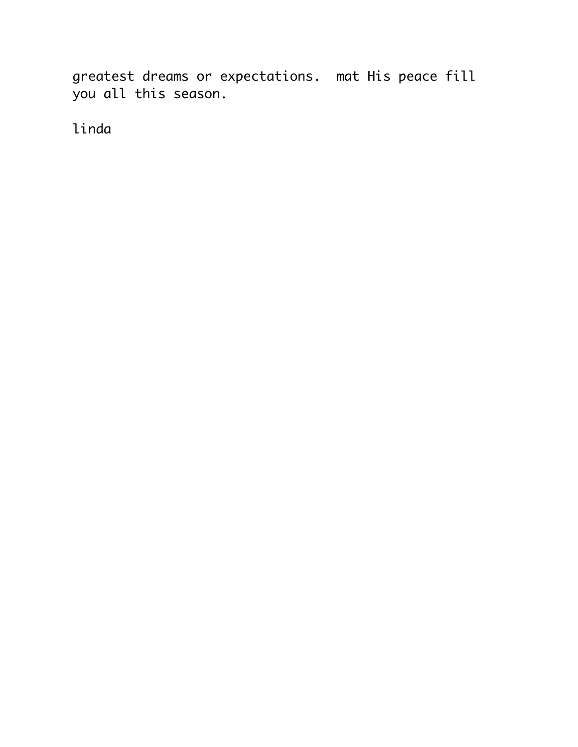greatest dreams or expectations.  mat His peace fill
you all this season.

linda